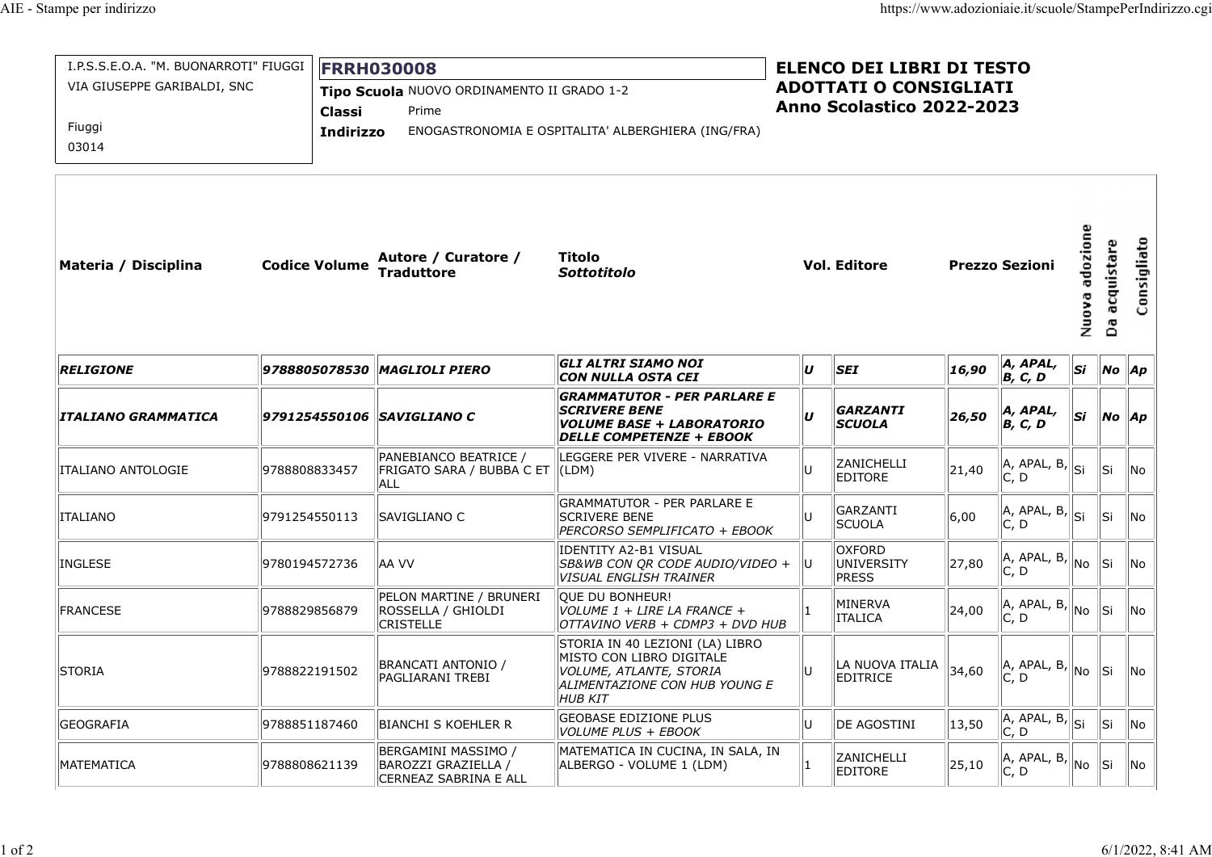I.P.S.S.E.O.A. "M. BUONARROTI" FIUGGI
VIA GIUSEPPE GARIBALDI, SNC

Fiuggi
03014

**FRRH030008**

**Tipo Scuola** NUOVO ORDINAMENTO II GRADO 1-2
**Classi** Prime
**Indirizzo** ENOGASTRONOMIA E OSPITALITA' ALBERGHIERA (ING/FRA)

## ELENCO DEI LIBRI DI TESTO ADOTTATI O CONSIGLIATI Anno Scolastico 2022-2023

| Materia / Disciplina | Codice Volume | Autore / Curatore / Traduttore | Titolo *Sottotitolo* | Vol. | Editore | Prezzo | Sezioni | Nuova adozione | Da acquistare | Consigliato |
|---|---|---|---|---|---|---|---|---|---|---|
| ***RELIGIONE*** | ***9788805078530*** | ***MAGLIOLI PIERO*** | ***GLI ALTRI SIAMO NOI CON NULLA OSTA CEI*** | ***U*** | ***SEI*** | ***16,90*** | ***A, APAL, B, C, D*** | ***Si*** | ***No*** | ***Ap*** |
| ***ITALIANO GRAMMATICA*** | ***9791254550106*** | ***SAVIGLIANO C*** | ***GRAMMATUTOR - PER PARLARE E SCRIVERE BENE VOLUME BASE + LABORATORIO DELLE COMPETENZE + EBOOK*** | ***U*** | ***GARZANTI SCUOLA*** | ***26,50*** | ***A, APAL, B, C, D*** | ***Si*** | ***No*** | ***Ap*** |
| ITALIANO ANTOLOGIE | 9788808833457 | PANEBIANCO BEATRICE / FRIGATO SARA / BUBBA C ET ALL | LEGGERE PER VIVERE - NARRATIVA (LDM) | U | ZANICHELLI EDITORE | 21,40 | A, APAL, B, C, D | Si | Si | No |
| ITALIANO | 9791254550113 | SAVIGLIANO C | GRAMMATUTOR - PER PARLARE E SCRIVERE BENE *PERCORSO SEMPLIFICATO + EBOOK* | U | GARZANTI SCUOLA | 6,00 | A, APAL, B, C, D | Si | Si | No |
| INGLESE | 9780194572736 | AA VV | IDENTITY A2-B1 VISUAL *SB&WB CON QR CODE AUDIO/VIDEO + VISUAL ENGLISH TRAINER* | U | OXFORD UNIVERSITY PRESS | 27,80 | A, APAL, B, C, D | No | Si | No |
| FRANCESE | 9788829856879 | PELON MARTINE / BRUNERI ROSSELLA / GHIOLDI CRISTELLE | QUE DU BONHEUR! *VOLUME 1 + LIRE LA FRANCE + OTTAVINO VERB + CDMP3 + DVD HUB* | 1 | MINERVA ITALICA | 24,00 | A, APAL, B, C, D | No | Si | No |
| STORIA | 9788822191502 | BRANCATI ANTONIO / PAGLIARANI TREBI | STORIA IN 40 LEZIONI (LA) LIBRO MISTO CON LIBRO DIGITALE *VOLUME, ATLANTE, STORIA ALIMENTAZIONE CON HUB YOUNG E HUB KIT* | U | LA NUOVA ITALIA EDITRICE | 34,60 | A, APAL, B, C, D | No | Si | No |
| GEOGRAFIA | 9788851187460 | BIANCHI S KOEHLER R | GEOBASE EDIZIONE PLUS *VOLUME PLUS + EBOOK* | U | DE AGOSTINI | 13,50 | A, APAL, B, C, D | Si | Si | No |
| MATEMATICA | 9788808621139 | BERGAMINI MASSIMO / BAROZZI GRAZIELLA / CERNEAZ SABRINA E ALL | MATEMATICA IN CUCINA, IN SALA, IN ALBERGO - VOLUME 1 (LDM) | 1 | ZANICHELLI EDITORE | 25,10 | A, APAL, B, C, D | No | Si | No |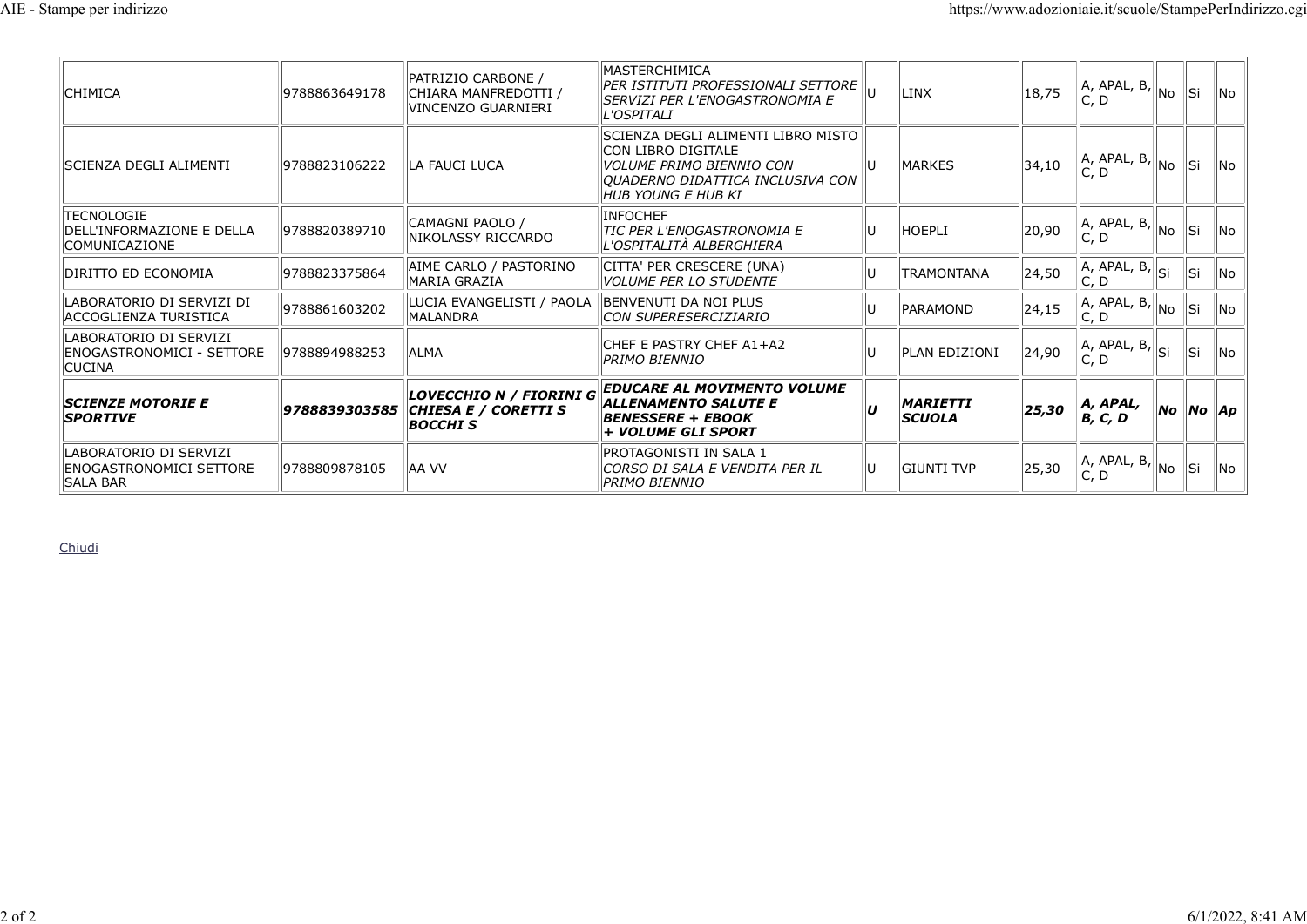| | | | | | | | | | | |
|---|---|---|---|---|---|---|---|---|---|---|
| CHIMICA | 9788863649178 | PATRIZIO CARBONE / CHIARA MANFREDOTTI / VINCENZO GUARNIERI | MASTERCHIMICA *PER ISTITUTI PROFESSIONALI SETTORE SERVIZI PER L'ENOGASTRONOMIA E L'OSPITALI* | U | LINX | 18,75 | A, APAL, B, C, D | No | Si | No |
| SCIENZA DEGLI ALIMENTI | 9788823106222 | LA FAUCI LUCA | SCIENZA DEGLI ALIMENTI LIBRO MISTO CON LIBRO DIGITALE *VOLUME PRIMO BIENNIO CON QUADERNO DIDATTICA INCLUSIVA CON HUB YOUNG E HUB KI* | U | MARKES | 34,10 | A, APAL, B, C, D | No | Si | No |
| TECNOLOGIE DELL'INFORMAZIONE E DELLA COMUNICAZIONE | 9788820389710 | CAMAGNI PAOLO / NIKOLASSY RICCARDO | INFOCHEF *TIC PER L'ENOGASTRONOMIA E L'OSPITALITÀ ALBERGHIERA* | U | HOEPLI | 20,90 | A, APAL, B, C, D | No | Si | No |
| DIRITTO ED ECONOMIA | 9788823375864 | AIME CARLO / PASTORINO MARIA GRAZIA | CITTA' PER CRESCERE (UNA) *VOLUME PER LO STUDENTE* | U | TRAMONTANA | 24,50 | A, APAL, B, C, D | Si | Si | No |
| LABORATORIO DI SERVIZI DI ACCOGLIENZA TURISTICA | 9788861603202 | LUCIA EVANGELISTI / PAOLA MALANDRA | BENVENUTI DA NOI PLUS *CON SUPERESERCIZIARIO* | U | PARAMOND | 24,15 | A, APAL, B, C, D | No | Si | No |
| LABORATORIO DI SERVIZI ENOGASTRONOMICI - SETTORE CUCINA | 9788894988253 | ALMA | CHEF E PASTRY CHEF A1+A2 *PRIMO BIENNIO* | U | PLAN EDIZIONI | 24,90 | A, APAL, B, C, D | Si | Si | No |
| ***SCIENZE MOTORIE E SPORTIVE*** | ***9788839303585*** | ***LOVECCHIO N / FIORINI G CHIESA E / CORETTI S BOCCHI S*** | ***EDUCARE AL MOVIMENTO VOLUME ALLENAMENTO SALUTE E BENESSERE + EBOOK + VOLUME GLI SPORT*** | ***U*** | ***MARIETTI SCUOLA*** | ***25,30*** | ***A, APAL, B, C, D*** | ***No*** | ***No*** | ***Ap*** |
| LABORATORIO DI SERVIZI ENOGASTRONOMICI SETTORE SALA BAR | 9788809878105 | AA VV | PROTAGONISTI IN SALA 1 *CORSO DI SALA E VENDITA PER IL PRIMO BIENNIO* | U | GIUNTI TVP | 25,30 | A, APAL, B, C, D | No | Si | No |

Chiudi